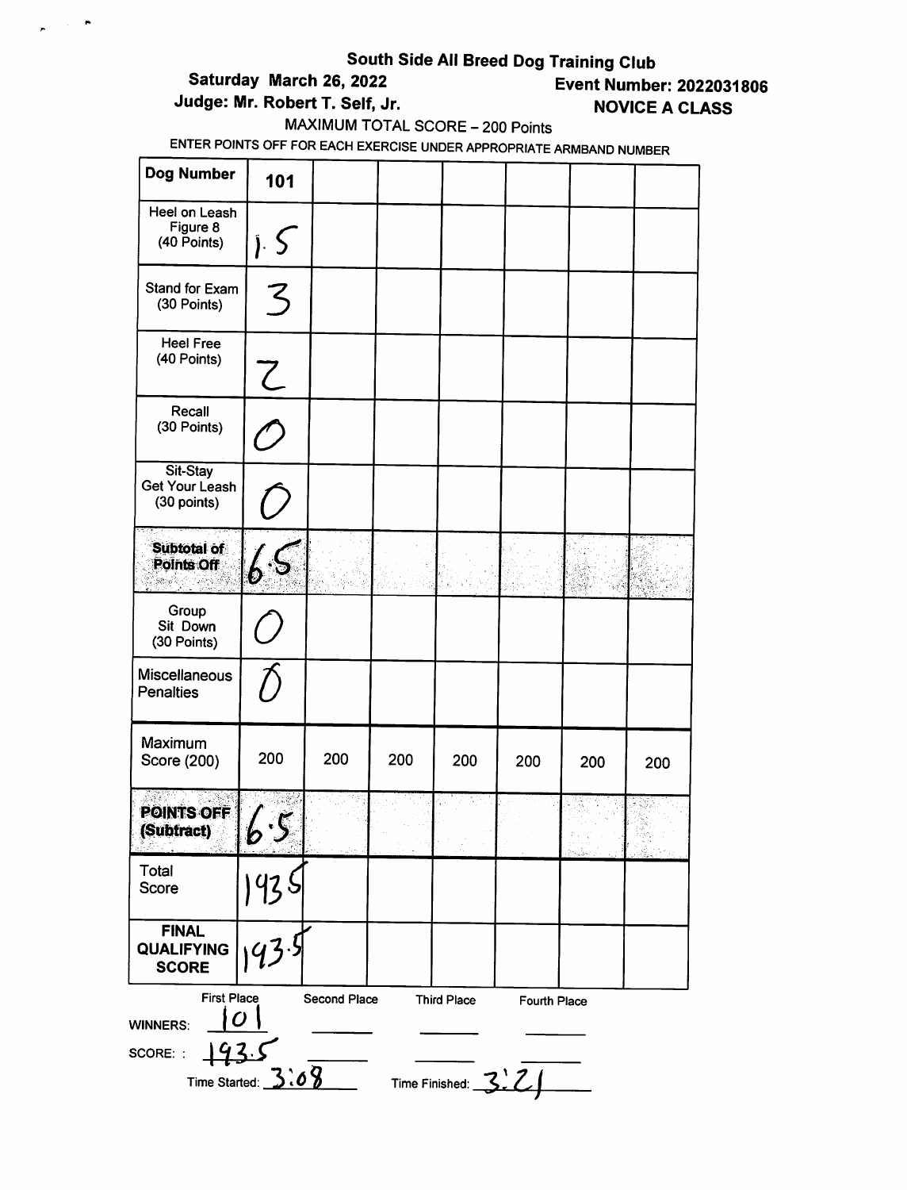**South Side All Breed Dog Training Club**

**Saturday March 26, 2022**

**Event Number: 2022031806**

**Judge: Mr. Robert T. Self, Jr.**

**NOVICE A CLASS**

MAXIMUM TOTAL SCORE – 200 Points

ENTER POINTS OFF FOR EACH EXERCISE UNDER APPROPRIATE ARMBAND NUMBER

| **Dog Number** | **101** | | | | | | |
|---|---|---|---|---|---|---|---|
| Heel on Leash Figure 8 (40 Points) | 1.5 | | | | | | |
| Stand for Exam (30 Points) | 3 | | | | | | |
| Heel Free (40 Points) | 2 | | | | | | |
| Recall (30 Points) | 0 | | | | | | |
| Sit-Stay Get Your Leash (30 points) | 0 | | | | | | |
| **Subtotal of Points Off** | 6.5 | | | | | | |
| Group Sit Down (30 Points) | 0 | | | | | | |
| Miscellaneous Penalties | 0 | | | | | | |
| Maximum Score (200) | 200 | 200 | 200 | 200 | 200 | 200 | 200 |
| **POINTS OFF (Subtract)** | 6.5 | | | | | | |
| Total Score | 193.5 | | | | | | |
| **FINAL QUALIFYING SCORE** | 193.5 | | | | | | |

| | First Place | Second Place | Third Place | Fourth Place |
|---|---|---|---|---|
| WINNERS: | 101 | | | |
| SCORE: : | 193.5 | | | |

Time Started: 3:08 Time Finished: 3:21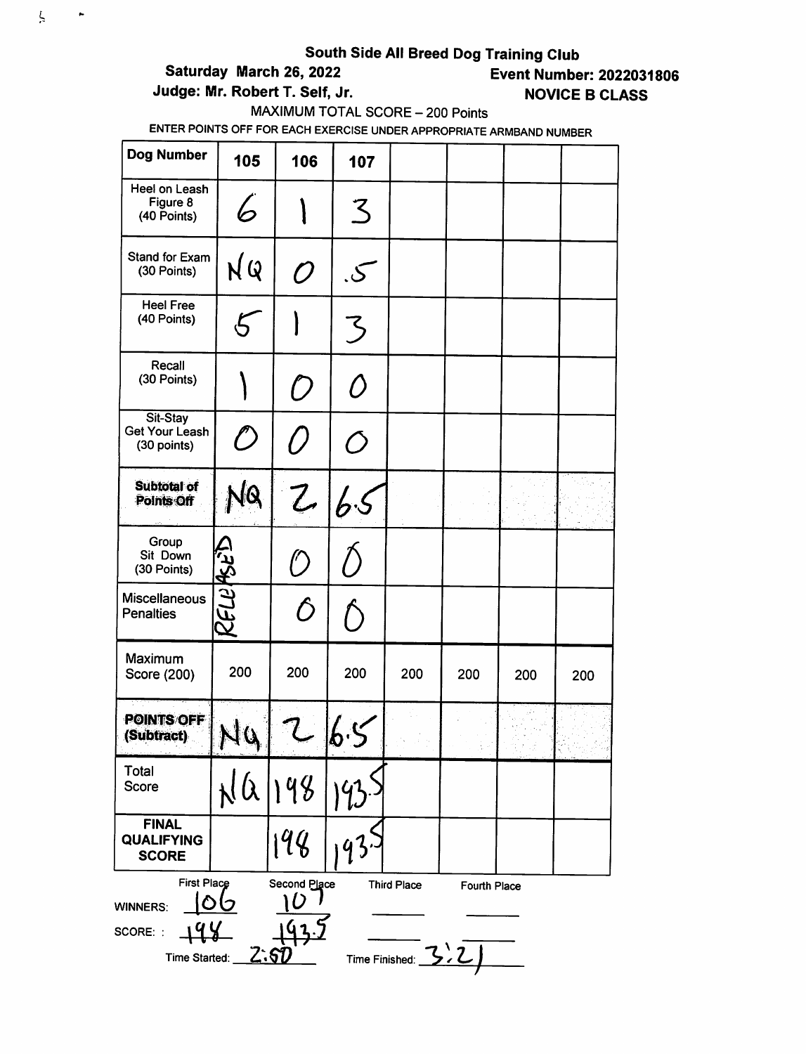**South Side All Breed Dog Training Club**

**Saturday March 26, 2022** **Event Number: 2022031806**

**Judge: Mr. Robert T. Self, Jr.** **NOVICE B CLASS**

MAXIMUM TOTAL SCORE – 200 Points

ENTER POINTS OFF FOR EACH EXERCISE UNDER APPROPRIATE ARMBAND NUMBER

| Dog Number | 105 | 106 | 107 | | | | |
|---|---|---|---|---|---|---|---|
| Heel on Leash Figure 8 (40 Points) | 6 | 1 | 3 | | | | |
| Stand for Exam (30 Points) | NQ | 0 | .5 | | | | |
| Heel Free (40 Points) | 5 | 1 | 3 | | | | |
| Recall (30 Points) | 1 | 0 | 0 | | | | |
| Sit-Stay Get Your Leash (30 points) | 0 | 0 | 0 | | | | |
| **Subtotal of Points Off** | NQ | 2 | 6.5 | | | | |
| Group Sit Down (30 Points) | RELEASED | 0 | 0 | | | | |
| Miscellaneous Penalties | | 0 | 0 | | | | |
| Maximum Score (200) | 200 | 200 | 200 | 200 | 200 | 200 | 200 |
| **POINTS OFF (Subtract)** | NQ | 2 | 6.5 | | | | |
| Total Score | NQ | 198 | 193.5 | | | | |
| **FINAL QUALIFYING SCORE** | | 198 | 193.5 | | | | |

| | First Place | Second Place | Third Place | Fourth Place |
|---|---|---|---|---|
| WINNERS: | 106 | 107 | | |
| SCORE: | 198 | 193.5 | | |

Time Started: 2:50 Time Finished: 3:21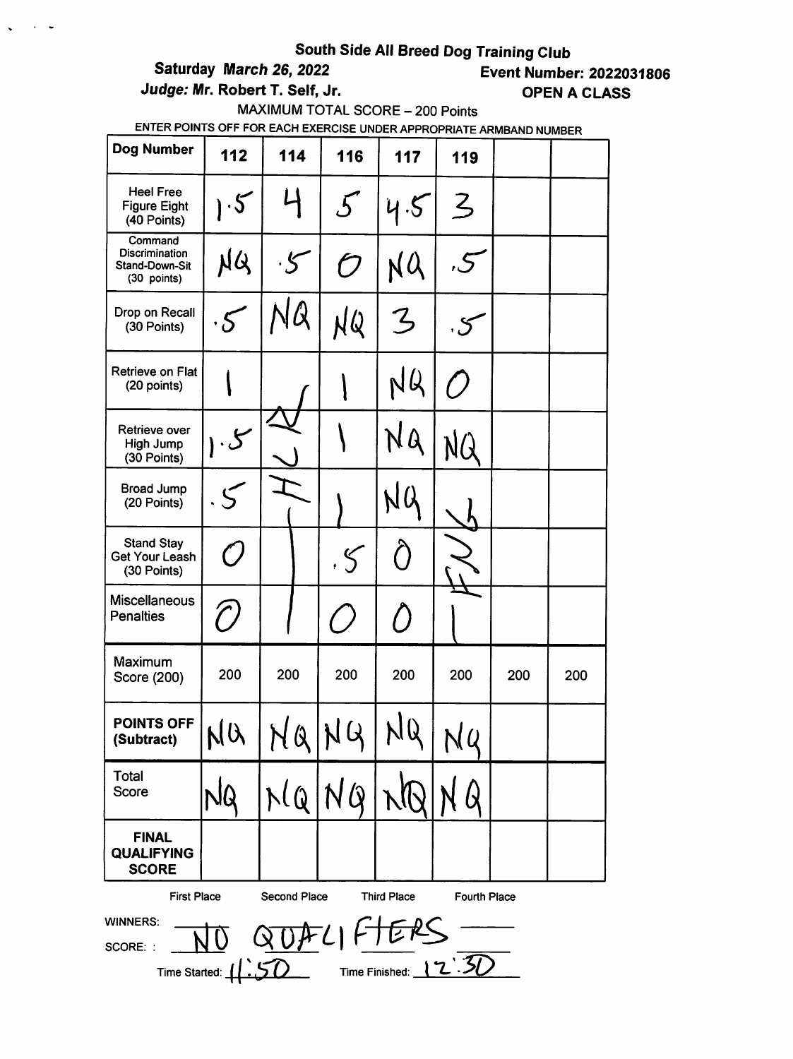**South Side All Breed Dog Training Club**

**Saturday *March 26, 2022*** **Event Number: 2022031806**

***Judge: Mr.* Robert T. Self, Jr.** **OPEN A CLASS**

MAXIMUM TOTAL SCORE – 200 Points

ENTER POINTS OFF FOR EACH EXERCISE UNDER APPROPRIATE ARMBAND NUMBER

| Dog Number | 112 | 114 | 116 | 117 | 119 | | |
|---|---|---|---|---|---|---|---|
| Heel Free Figure Eight (40 Points) | 1.5 | 4 | 5 | 4.5 | 3 | | |
| Command Discrimination Stand-Down-Sit (30 points) | NQ | .5 | 0 | NQ | .5 | | |
| Drop on Recall (30 Points) | .5 | NQ | NQ | 3 | .5 | | |
| Retrieve on Flat (20 points) | 1 | NJI | 1 | NQ | 0 | | |
| Retrieve over High Jump (30 Points) | 1.5 | | 1 | NQ | NQ | | |
| Broad Jump (20 Points) | .5 | | 1 | NQ | NJ | | |
| Stand Stay Get Your Leash (30 Points) | 0 | | .5 | 0 | | | |
| Miscellaneous Penalties | 0 | | 0 | 0 | | | |
| Maximum Score (200) | 200 | 200 | 200 | 200 | 200 | 200 | 200 |
| **POINTS OFF (Subtract)** | NQ | NQ | NQ | NQ | NQ | | |
| Total Score | NQ | NQ | NQ | NQ | NQ | | |
| **FINAL QUALIFYING SCORE** | | | | | | | |

First Place Second Place Third Place Fourth Place

WINNERS: NO QUALIFIERS

SCORE:

Time Started: 11:50 Time Finished: 12:30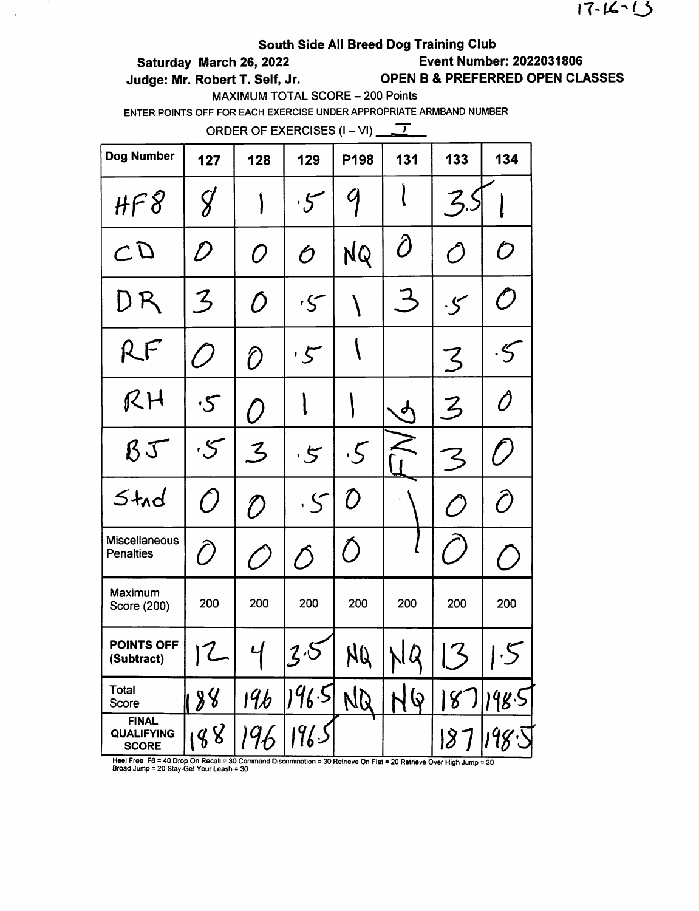17-16-13

**South Side All Breed Dog Training Club**

**Saturday March 26, 2022** **Event Number: 2022031806**

**Judge: Mr. Robert T. Self, Jr.** **OPEN B & PREFERRED OPEN CLASSES**

MAXIMUM TOTAL SCORE – 200 Points

ENTER POINTS OFF FOR EACH EXERCISE UNDER APPROPRIATE ARMBAND NUMBER

ORDER OF EXERCISES (I – VI) I

| Dog Number | 127 | 128 | 129 | P198 | 131 | 133 | 134 |
|---|---|---|---|---|---|---|---|
| HF8 | 8 | 1 | .5 | 9 | 1 | 3.5 | 1 |
| CD | 0 | 0 | 0 | NQ | 0 | 0 | 0 |
| DR | 3 | 0 | .5 | 1 | 3 | .5 | 0 |
| RF | 0 | 0 | .5 | 1 | | 3 | .5 |
| RH | .5 | 0 | 1 | 1 | | 3 | 0 |
| BJ | .5 | 3 | .5 | .5 | NQ | 3 | 0 |
| Stnd | 0 | 0 | .5 | 0 | | 0 | 0 |
| Miscellaneous Penalties | 0 | 0 | 0 | 0 | | 0 | 0 |
| Maximum Score (200) | 200 | 200 | 200 | 200 | 200 | 200 | 200 |
| **POINTS OFF (Subtract)** | 12 | 4 | 3.5 | NQ | NQ | 13 | 1.5 |
| Total Score | 188 | 196 | 196.5 | NQ | NQ | 187 | 198.5 |
| **FINAL QUALIFYING SCORE** | 188 | 196 | 196.5 | | | 187 | 198.5 |

Heel Free F8 = 40 Drop On Recall = 30 Command Discrimination = 30 Retrieve On Flat = 20 Retrieve Over High Jump = 30 Broad Jump = 20 Stay-Get Your Leash = 30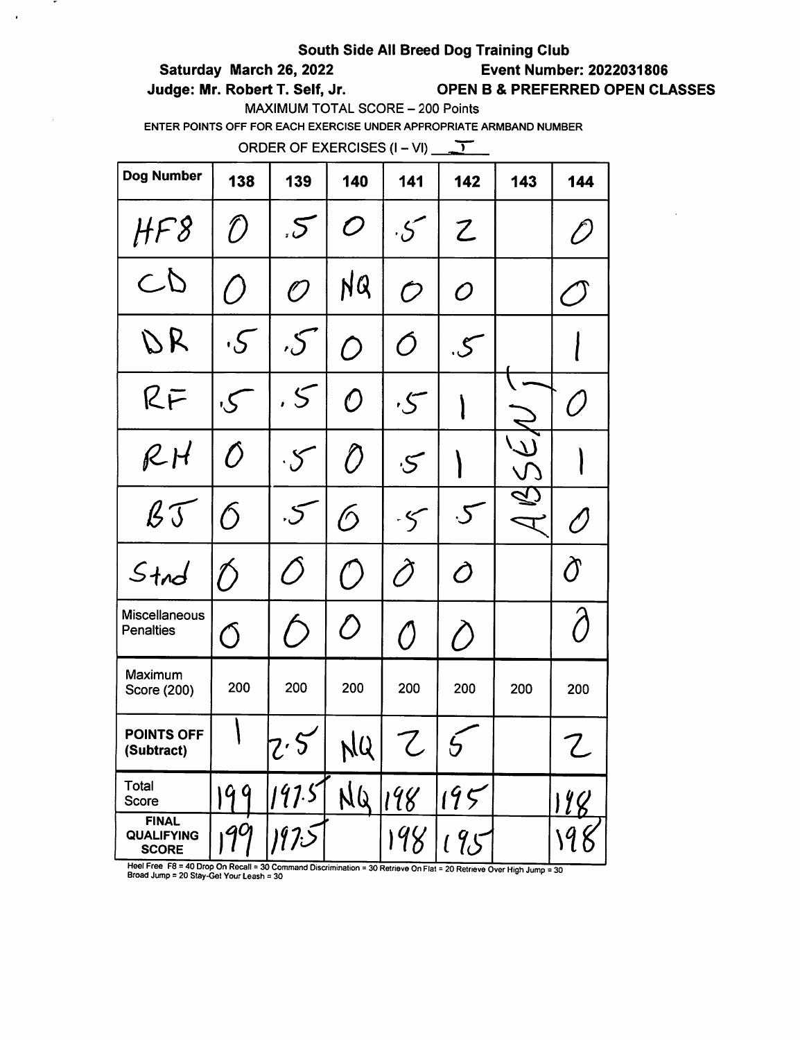**South Side All Breed Dog Training Club**

**Saturday March 26, 2022** **Event Number: 2022031806**

**Judge: Mr. Robert T. Self, Jr.** **OPEN B & PREFERRED OPEN CLASSES**

MAXIMUM TOTAL SCORE – 200 Points

ENTER POINTS OFF FOR EACH EXERCISE UNDER APPROPRIATE ARMBAND NUMBER

ORDER OF EXERCISES (I – VI) I

| Dog Number | 138 | 139 | 140 | 141 | 142 | 143 | 144 |
|---|---|---|---|---|---|---|---|
| HF8 | 0 | .5 | 0 | .5 | 2 | ABSENT | 0 |
| CD | 0 | 0 | NQ | 0 | 0 | | 0 |
| DR | .5 | .5 | 0 | 0 | .5 | | 1 |
| RF | .5 | .5 | 0 | .5 | 1 | | 0 |
| RH | 0 | .5 | 0 | .5 | 1 | | 1 |
| BJ | 0 | .5 | 0 | .5 | .5 | | 0 |
| Stnd | 0 | 0 | 0 | 0 | 0 | | 0 |
| Miscellaneous Penalties | 0 | 0 | 0 | 0 | 0 | | 0 |
| Maximum Score (200) | 200 | 200 | 200 | 200 | 200 | 200 | 200 |
| **POINTS OFF (Subtract)** | 1 | 2.5 | NQ | 2 | 5 | | 2 |
| Total Score | 199 | 197.5 | NQ | 198 | 195 | | 198 |
| **FINAL QUALIFYING SCORE** | 199 | 197.5 | | 198 | 195 | | 198 |

Heel Free F8 = 40 Drop On Recall = 30 Command Discrimination = 30 Retrieve On Flat = 20 Retrieve Over High Jump = 30 Broad Jump = 20 Stay-Get Your Leash = 30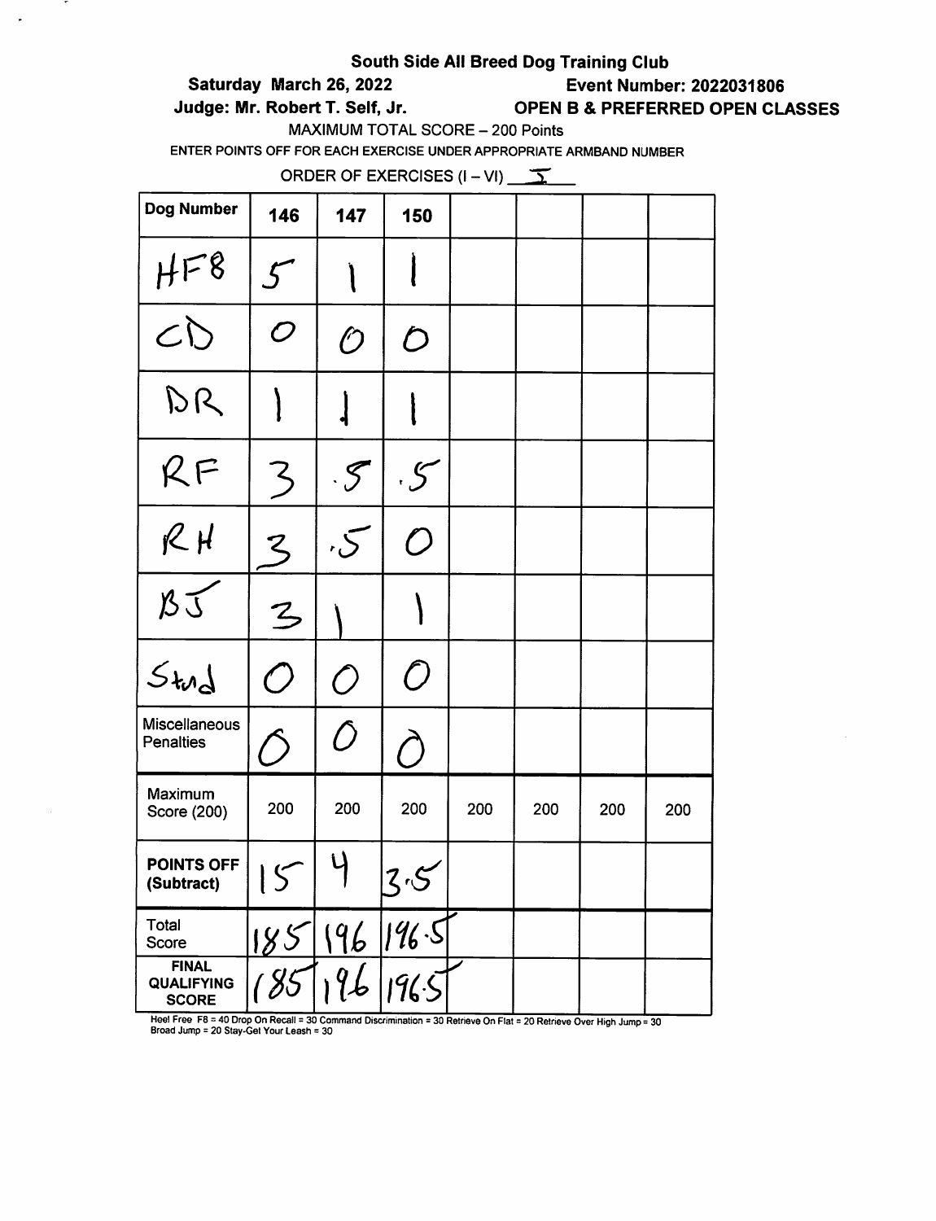# South Side All Breed Dog Training Club

**Saturday March 26, 2022** — **Event Number: 2022031806**

**Judge: Mr. Robert T. Self, Jr.** — **OPEN B & PREFERRED OPEN CLASSES**

MAXIMUM TOTAL SCORE – 200 Points

ENTER POINTS OFF FOR EACH EXERCISE UNDER APPROPRIATE ARMBAND NUMBER

ORDER OF EXERCISES (I – VI) I

| Dog Number | 146 | 147 | 150 | | | | |
|---|---|---|---|---|---|---|---|
| HF8 | 5 | 1 | 1 | | | | |
| CD | 0 | 0 | 0 | | | | |
| DR | 1 | 1 | 1 | | | | |
| RF | 3 | .5 | .5 | | | | |
| RH | 3 | .5 | 0 | | | | |
| BJ | 3 | 1 | 1 | | | | |
| Stand | 0 | 0 | 0 | | | | |
| Miscellaneous Penalties | 0 | 0 | 0 | | | | |
| Maximum Score (200) | 200 | 200 | 200 | 200 | 200 | 200 | 200 |
| **POINTS OFF (Subtract)** | 15 | 4 | 3.5 | | | | |
| Total Score | 185 | 196 | 196.5 | | | | |
| **FINAL QUALIFYING SCORE** | 185 | 196 | 196.5 | | | | |

Heel Free F8 = 40 Drop On Recall = 30 Command Discrimination = 30 Retrieve On Flat = 20 Retrieve Over High Jump = 30 Broad Jump = 20 Stay-Get Your Leash = 30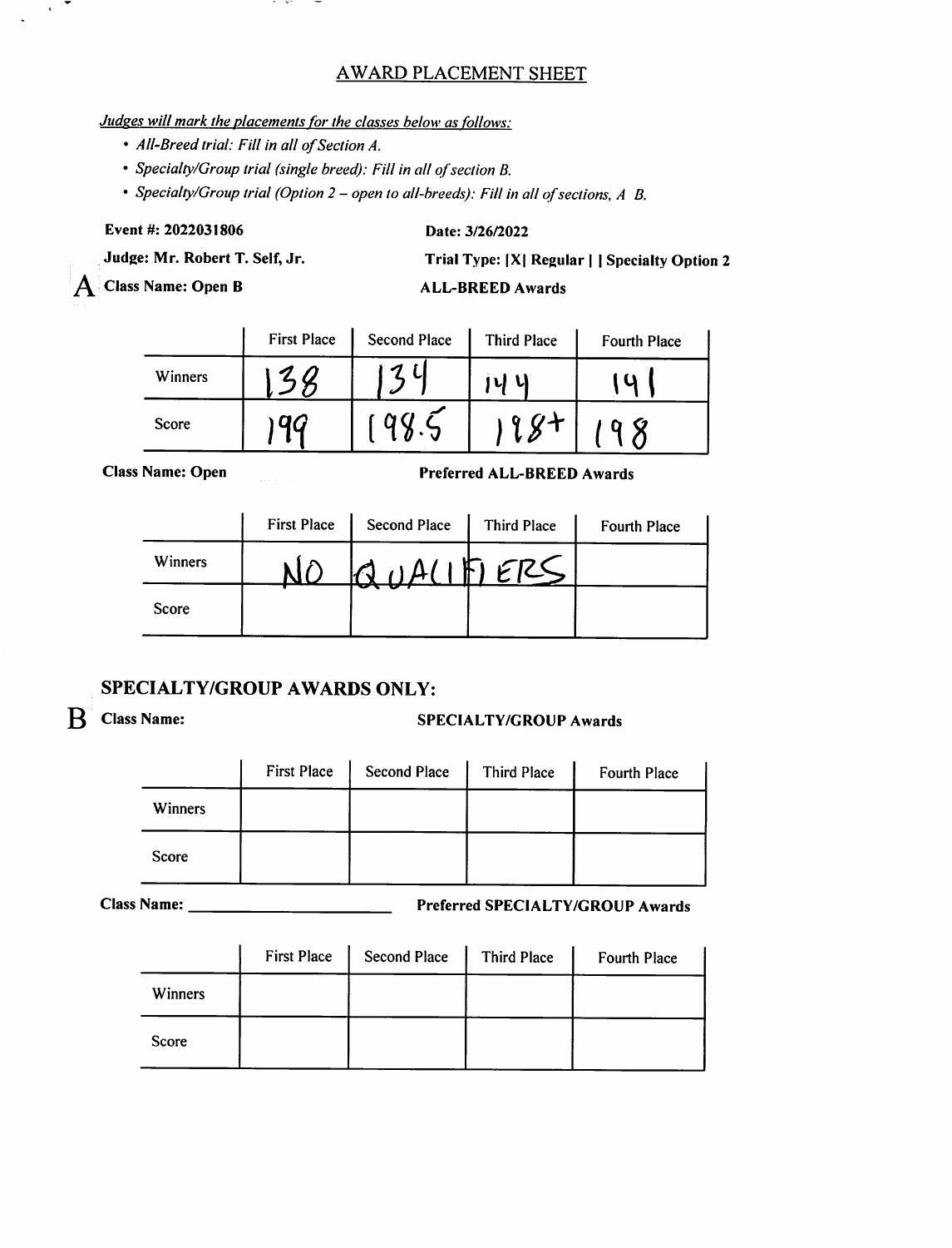## AWARD PLACEMENT SHEET

*Judges will mark the placements for the classes below as follows:*

- *All-Breed trial: Fill in all of Section A.*
- *Specialty/Group trial (single breed): Fill in all of section B.*
- *Specialty/Group trial (Option 2 – open to all-breeds): Fill in all of sections, A B.*

**Event #: 2022031806** **Date: 3/26/2022**

**Judge: Mr. Robert T. Self, Jr.** **Trial Type: [X] Regular | | Specialty Option 2**

**A Class Name: Open B** **ALL-BREED Awards**

| | First Place | Second Place | Third Place | Fourth Place |
|---|---|---|---|---|
| Winners | 138 | 134 | 144 | 141 |
| Score | 199 | 198.5 | 198+ | 198 |

**Class Name: Open** **Preferred ALL-BREED Awards**

| | First Place | Second Place | Third Place | Fourth Place |
|---|---|---|---|---|
| Winners | NO | QUALIFIERS | | |
| Score | | | | |

## SPECIALTY/GROUP AWARDS ONLY:

**B Class Name:** **SPECIALTY/GROUP Awards**

| | First Place | Second Place | Third Place | Fourth Place |
|---|---|---|---|---|
| Winners | | | | |
| Score | | | | |

**Class Name: \_\_\_\_\_\_\_\_\_\_\_\_\_\_\_\_\_\_\_\_** **Preferred SPECIALTY/GROUP Awards**

| | First Place | Second Place | Third Place | Fourth Place |
|---|---|---|---|---|
| Winners | | | | |
| Score | | | | |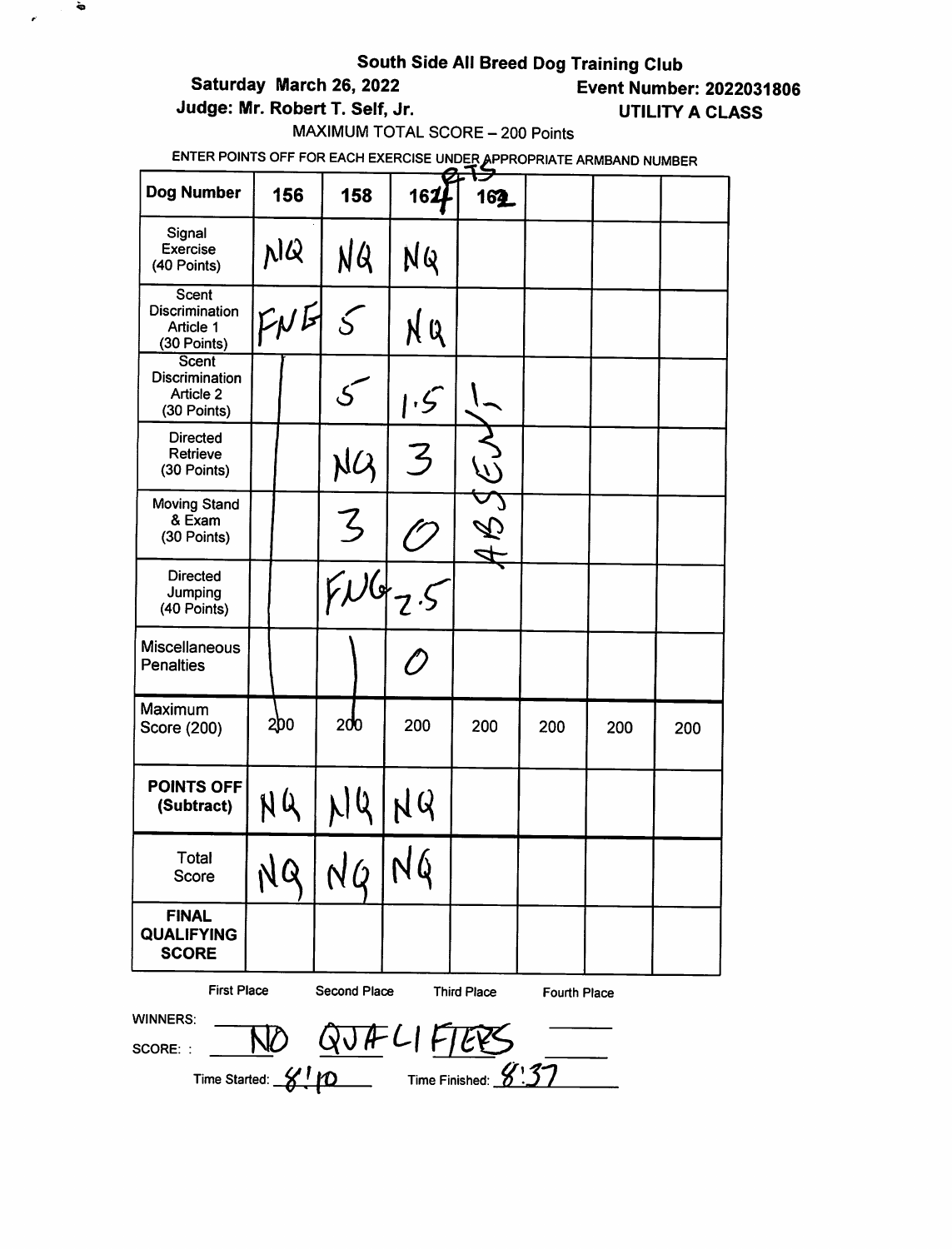**South Side All Breed Dog Training Club**

**Saturday March 26, 2022** **Event Number: 2022031806**

**Judge: Mr. Robert T. Self, Jr.** **UTILITY A CLASS**

MAXIMUM TOTAL SCORE – 200 Points

ENTER POINTS OFF FOR EACH EXERCISE UNDER APPROPRIATE ARMBAND NUMBER

| Dog Number | 156 | 158 | 164 (orig. 161) | 162 | | | |
|---|---|---|---|---|---|---|---|
| Signal Exercise (40 Points) | NQ | NQ | NQ | ABSENT | | | |
| Scent Discrimination Article 1 (30 Points) | FNE | 5 | NQ | | | | |
| Scent Discrimination Article 2 (30 Points) | | 5 | 1.5 | | | | |
| Directed Retrieve (30 Points) | | NQ | 3 | | | | |
| Moving Stand & Exam (30 Points) | | 3 | 0 | | | | |
| Directed Jumping (40 Points) | | FNG | 2.5 | | | | |
| Miscellaneous Penalties | | | 0 | | | | |
| Maximum Score (200) | 200 | 200 | 200 | 200 | 200 | 200 | 200 |
| POINTS OFF (Subtract) | NQ | NQ | NQ | | | | |
| Total Score | NQ | NQ | NQ | | | | |
| FINAL QUALIFYING SCORE | | | | | | | |

| | First Place | Second Place | Third Place | Fourth Place |
|---|---|---|---|---|
| WINNERS: | NO QUALIFIERS | | | |
| SCORE: | | | | |

Time Started: 8:10 Time Finished: 8:37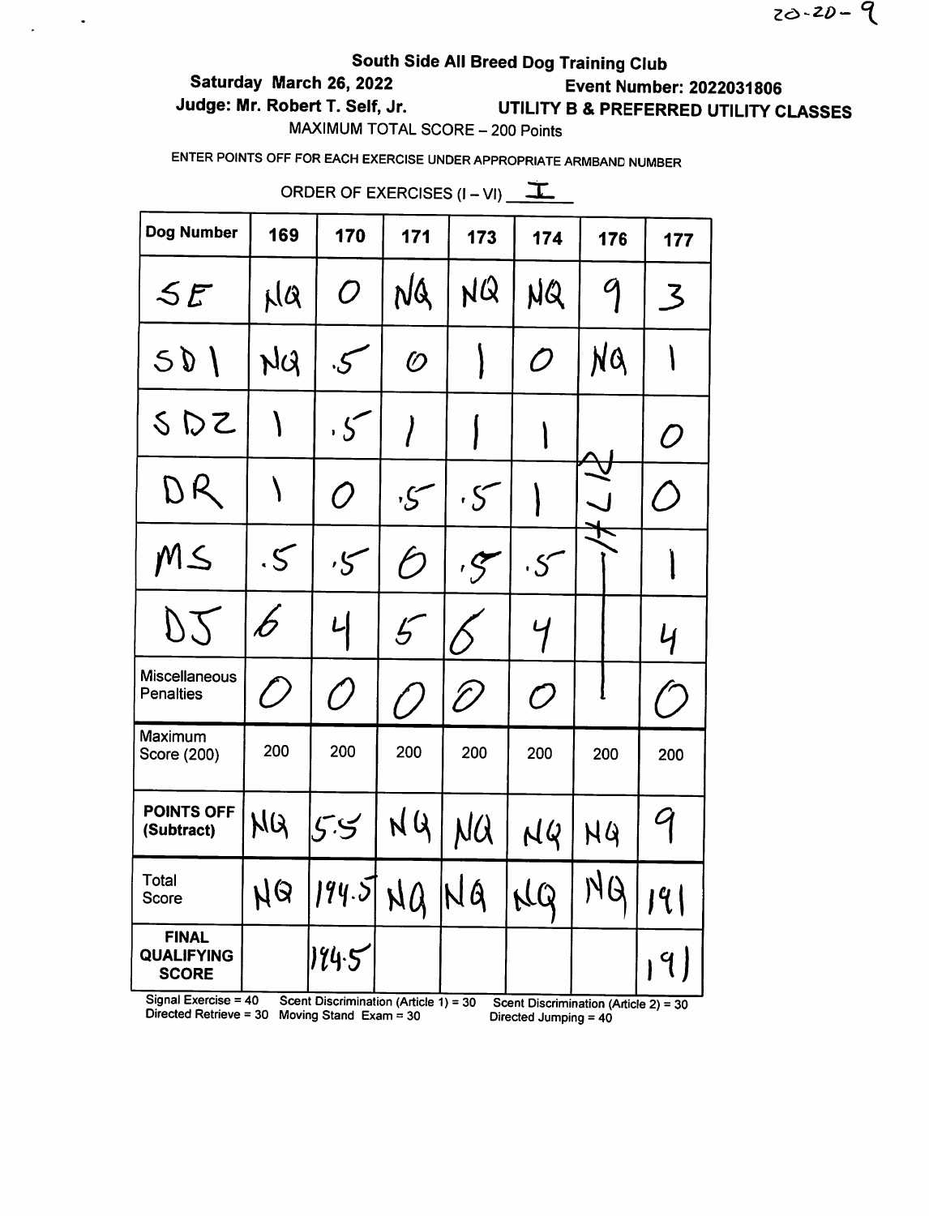20-20-9

## South Side All Breed Dog Training Club

**Saturday March 26, 2022** **Event Number: 2022031806**

**Judge: Mr. Robert T. Self, Jr.** **UTILITY B & PREFERRED UTILITY CLASSES**

MAXIMUM TOTAL SCORE – 200 Points

ENTER POINTS OFF FOR EACH EXERCISE UNDER APPROPRIATE ARMBAND NUMBER

ORDER OF EXERCISES (I – VI) I

| Dog Number | 169 | 170 | 171 | 173 | 174 | 176 | 177 |
|---|---|---|---|---|---|---|---|
| SE | NQ | 0 | NQ | NQ | NQ | 9 | 3 |
| SD1 | NQ | .5 | 0 | 1 | 0 | NQ | 1 |
| SD2 | 1 | .5 | 1 | 1 | 1 | N/A | 0 |
| DR | 1 | 0 | .5 | .5 | 1 | | 0 |
| MS | .5 | .5 | 0 | .5 | .5 | | 1 |
| DJ | 6 | 4 | 5 | 6 | 4 | | 4 |
| Miscellaneous Penalties | 0 | 0 | 0 | 0 | 0 | | 0 |
| Maximum Score (200) | 200 | 200 | 200 | 200 | 200 | 200 | 200 |
| **POINTS OFF (Subtract)** | NQ | 5.5 | NQ | NQ | NQ | NQ | 9 |
| Total Score | NQ | 194.5 | NQ | NQ | NQ | NQ | 191 |
| **FINAL QUALIFYING SCORE** | | 194.5 | | | | | 191 |

Signal Exercise = 40 Scent Discrimination (Article 1) = 30 Scent Discrimination (Article 2) = 30
Directed Retrieve = 30 Moving Stand Exam = 30 Directed Jumping = 40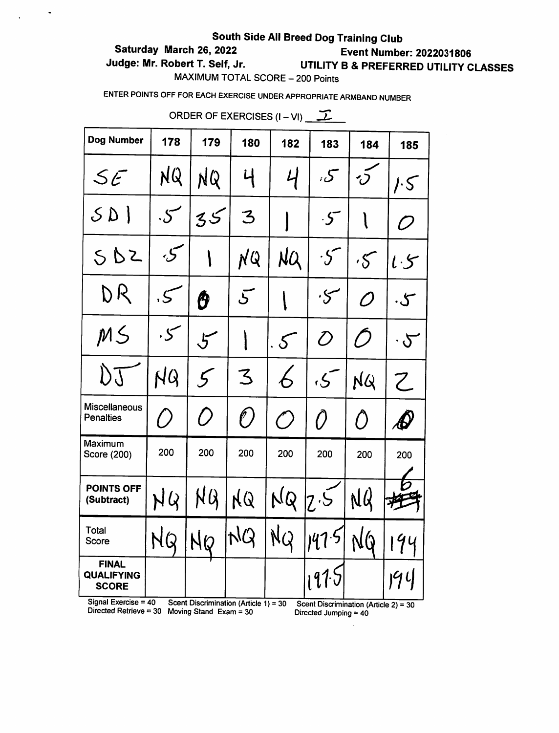**South Side All Breed Dog Training Club**

**Saturday March 26, 2022** **Event Number: 2022031806**

**Judge: Mr. Robert T. Self, Jr.** **UTILITY B & PREFERRED UTILITY CLASSES**

MAXIMUM TOTAL SCORE – 200 Points

ENTER POINTS OFF FOR EACH EXERCISE UNDER APPROPRIATE ARMBAND NUMBER

ORDER OF EXERCISES (I – VI) I

| Dog Number | 178 | 179 | 180 | 182 | 183 | 184 | 185 |
|---|---|---|---|---|---|---|---|
| SE | NQ | NQ | 4 | 4 | .5 | .5 | 1.5 |
| SD1 | .5 | 3.5 | 3 | 1 | .5 | 1 | 0 |
| SD2 | .5 | 1 | NQ | NQ | .5 | .5 | 1.5 |
| DR | .5 | 0 | 5 | 1 | .5 | 0 | .5 |
| MS | .5 | 5 | 1 | .5 | 0 | 0 | .5 |
| DJ | NQ | 5 | 3 | 6 | .5 | NQ | 2 |
| **Miscellaneous Penalties** | 0 | 0 | 0 | 0 | 0 | 0 | 0 |
| **Maximum Score (200)** | 200 | 200 | 200 | 200 | 200 | 200 | 200 |
| **POINTS OFF (Subtract)** | NQ | NQ | NQ | NQ | 2.5 | NQ | 6 |
| **Total Score** | NQ | NQ | NQ | NQ | 197.5 | NQ | 194 |
| **FINAL QUALIFYING SCORE** | | | | | 197.5 | | 194 |

Signal Exercise = 40 Scent Discrimination (Article 1) = 30 Scent Discrimination (Article 2) = 30
Directed Retrieve = 30 Moving Stand Exam = 30 Directed Jumping = 40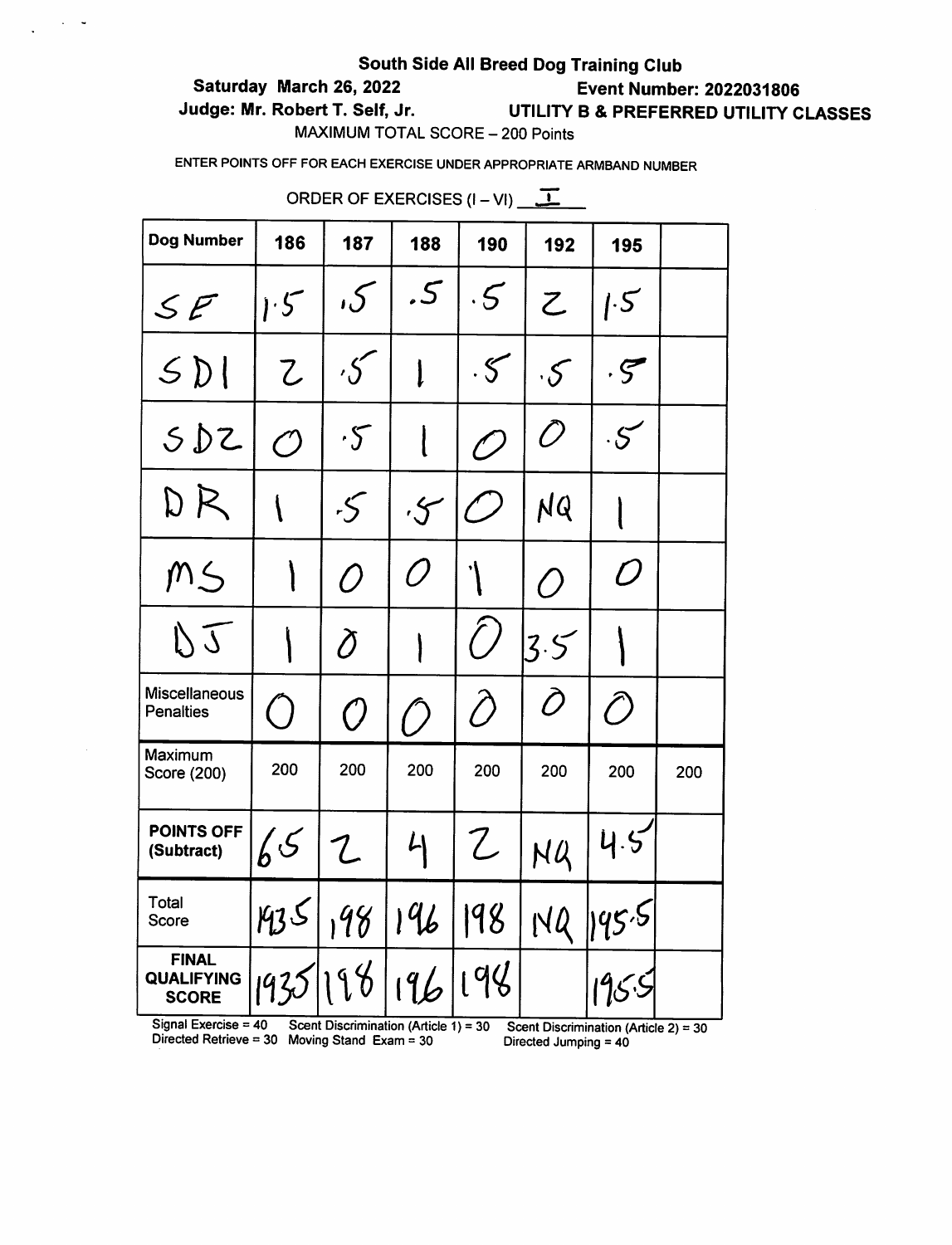**South Side All Breed Dog Training Club**

**Saturday March 26, 2022** **Event Number: 2022031806**

**Judge: Mr. Robert T. Self, Jr.** **UTILITY B & PREFERRED UTILITY CLASSES**

MAXIMUM TOTAL SCORE – 200 Points

ENTER POINTS OFF FOR EACH EXERCISE UNDER APPROPRIATE ARMBAND NUMBER

ORDER OF EXERCISES (I – VI) I

| Dog Number | 186 | 187 | 188 | 190 | 192 | 195 | |
|---|---|---|---|---|---|---|---|
| SE | 1.5 | .5 | .5 | .5 | 2 | 1.5 | |
| SD1 | 2 | .5 | 1 | .5 | .5 | .5 | |
| SD2 | 0 | .5 | 1 | 0 | 0 | .5 | |
| DR | 1 | .5 | .5 | 0 | NQ | 1 | |
| MS | 1 | 0 | 0 | 1 | 0 | 0 | |
| DJ | 1 | 0 | 1 | 0 | 3.5 | 1 | |
| Miscellaneous Penalties | 0 | 0 | 0 | 0 | 0 | 0 | |
| Maximum Score (200) | 200 | 200 | 200 | 200 | 200 | 200 | 200 |
| **POINTS OFF (Subtract)** | 6.5 | 2 | 4 | 2 | NQ | 4.5 | |
| Total Score | 193.5 | 198 | 196 | 198 | NQ | 195.5 | |
| **FINAL QUALIFYING SCORE** | 193.5 | 198 | 196 | 198 | | 195.5 | |

Signal Exercise = 40 Scent Discrimination (Article 1) = 30 Scent Discrimination (Article 2) = 30
Directed Retrieve = 30 Moving Stand Exam = 30 Directed Jumping = 40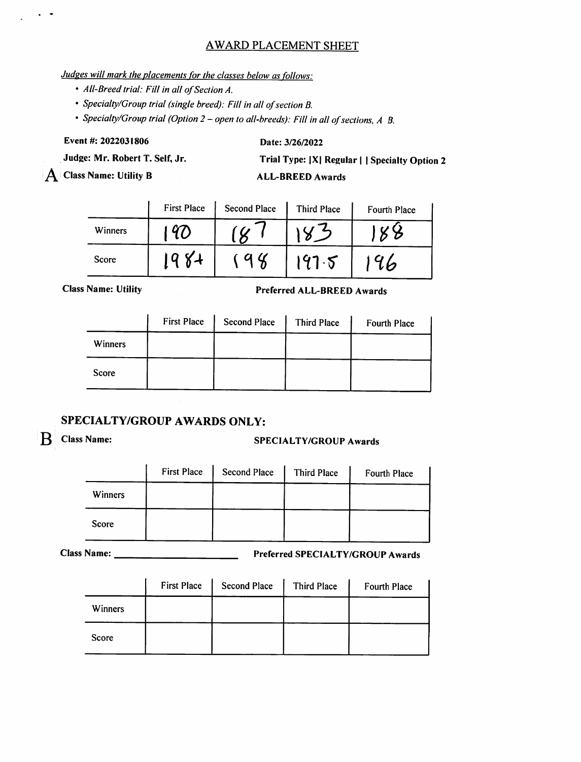# AWARD PLACEMENT SHEET

*Judges will mark the placements for the classes below as follows:*

- *All-Breed trial: Fill in all of Section A.*
- *Specialty/Group trial (single breed): Fill in all of section B.*
- *Specialty/Group trial (Option 2 – open to all-breeds): Fill in all of sections, A B.*

**Event #: 2022031806** **Date: 3/26/2022**

**Judge: Mr. Robert T. Self, Jr.** **Trial Type: |X| Regular | | Specialty Option 2**

**A Class Name: Utility B** **ALL-BREED Awards**

| | First Place | Second Place | Third Place | Fourth Place |
|---|---|---|---|---|
| Winners | 190 | 187 | 183 | 188 |
| Score | 198+ | 198 | 197.5 | 196 |

**Class Name: Utility** **Preferred ALL-BREED Awards**

| | First Place | Second Place | Third Place | Fourth Place |
|---|---|---|---|---|
| Winners | | | | |
| Score | | | | |

## SPECIALTY/GROUP AWARDS ONLY:

**B Class Name:** **SPECIALTY/GROUP Awards**

| | First Place | Second Place | Third Place | Fourth Place |
|---|---|---|---|---|
| Winners | | | | |
| Score | | | | |

**Class Name: \_\_\_\_\_\_\_\_\_\_\_\_\_\_\_\_\_\_\_\_** **Preferred SPECIALTY/GROUP Awards**

| | First Place | Second Place | Third Place | Fourth Place |
|---|---|---|---|---|
| Winners | | | | |
| Score | | | | |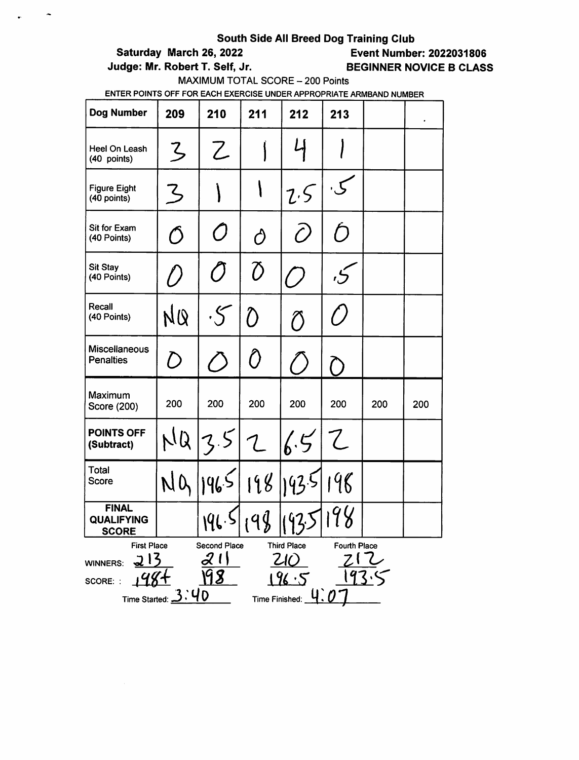**South Side All Breed Dog Training Club**

**Saturday March 26, 2022** **Event Number: 2022031806**

**Judge: Mr. Robert T. Self, Jr.** **BEGINNER NOVICE B CLASS**

MAXIMUM TOTAL SCORE – 200 Points

ENTER POINTS OFF FOR EACH EXERCISE UNDER APPROPRIATE ARMBAND NUMBER

| Dog Number | 209 | 210 | 211 | 212 | 213 | | |
|---|---|---|---|---|---|---|---|
| Heel On Leash (40 points) | 3 | 2 | 1 | 4 | 1 | | |
| Figure Eight (40 points) | 3 | 1 | 1 | 2.5 | .5 | | |
| Sit for Exam (40 Points) | 0 | 0 | 0 | 0 | 0 | | |
| Sit Stay (40 Points) | 0 | 0 | 0 | 0 | .5 | | |
| Recall (40 Points) | NQ | .5 | 0 | 0 | 0 | | |
| Miscellaneous Penalties | 0 | 0 | 0 | 0 | 0 | | |
| Maximum Score (200) | 200 | 200 | 200 | 200 | 200 | 200 | 200 |
| **POINTS OFF (Subtract)** | NQ | 3.5 | 2 | 6.5 | 2 | | |
| Total Score | NQ | 196.5 | 198 | 193.5 | 198 | | |
| **FINAL QUALIFYING SCORE** | | 196.5 | 198 | 193.5 | 198 | | |

| | First Place | Second Place | Third Place | Fourth Place |
|---|---|---|---|---|
| WINNERS: | 213 | 211 | 210 | 212 |
| SCORE: | 198+ | 198 | 196.5 | 193.5 |

Time Started: 3:40 Time Finished: 4:07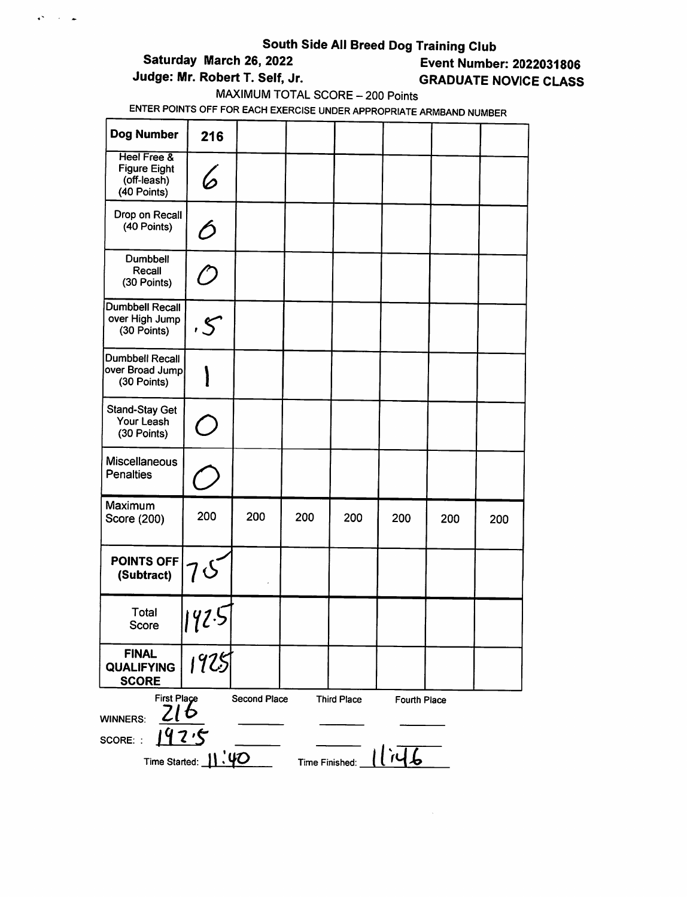**South Side All Breed Dog Training Club**

**Saturday March 26, 2022**

**Event Number: 2022031806**

**Judge: Mr. Robert T. Self, Jr.**

**GRADUATE NOVICE CLASS**

MAXIMUM TOTAL SCORE – 200 Points

ENTER POINTS OFF FOR EACH EXERCISE UNDER APPROPRIATE ARMBAND NUMBER

| **Dog Number** | **216** | | | | | | |
|---|---|---|---|---|---|---|---|
| Heel Free & Figure Eight (off-leash) (40 Points) | 6 | | | | | | |
| Drop on Recall (40 Points) | 6 | | | | | | |
| Dumbbell Recall (30 Points) | 0 | | | | | | |
| Dumbbell Recall over High Jump (30 Points) | .5 | | | | | | |
| Dumbbell Recall over Broad Jump (30 Points) | 1 | | | | | | |
| Stand-Stay Get Your Leash (30 Points) | 0 | | | | | | |
| Miscellaneous Penalties | 0 | | | | | | |
| Maximum Score (200) | 200 | 200 | 200 | 200 | 200 | 200 | 200 |
| **POINTS OFF (Subtract)** | 7.5 | | | | | | |
| Total Score | 192.5 | | | | | | |
| **FINAL QUALIFYING SCORE** | 192.5 | | | | | | |

| | First Place | Second Place | Third Place | Fourth Place |
|---|---|---|---|---|
| WINNERS: | 216 | | | |
| SCORE: | 192.5 | | | |

Time Started: 11:40 Time Finished: 11:46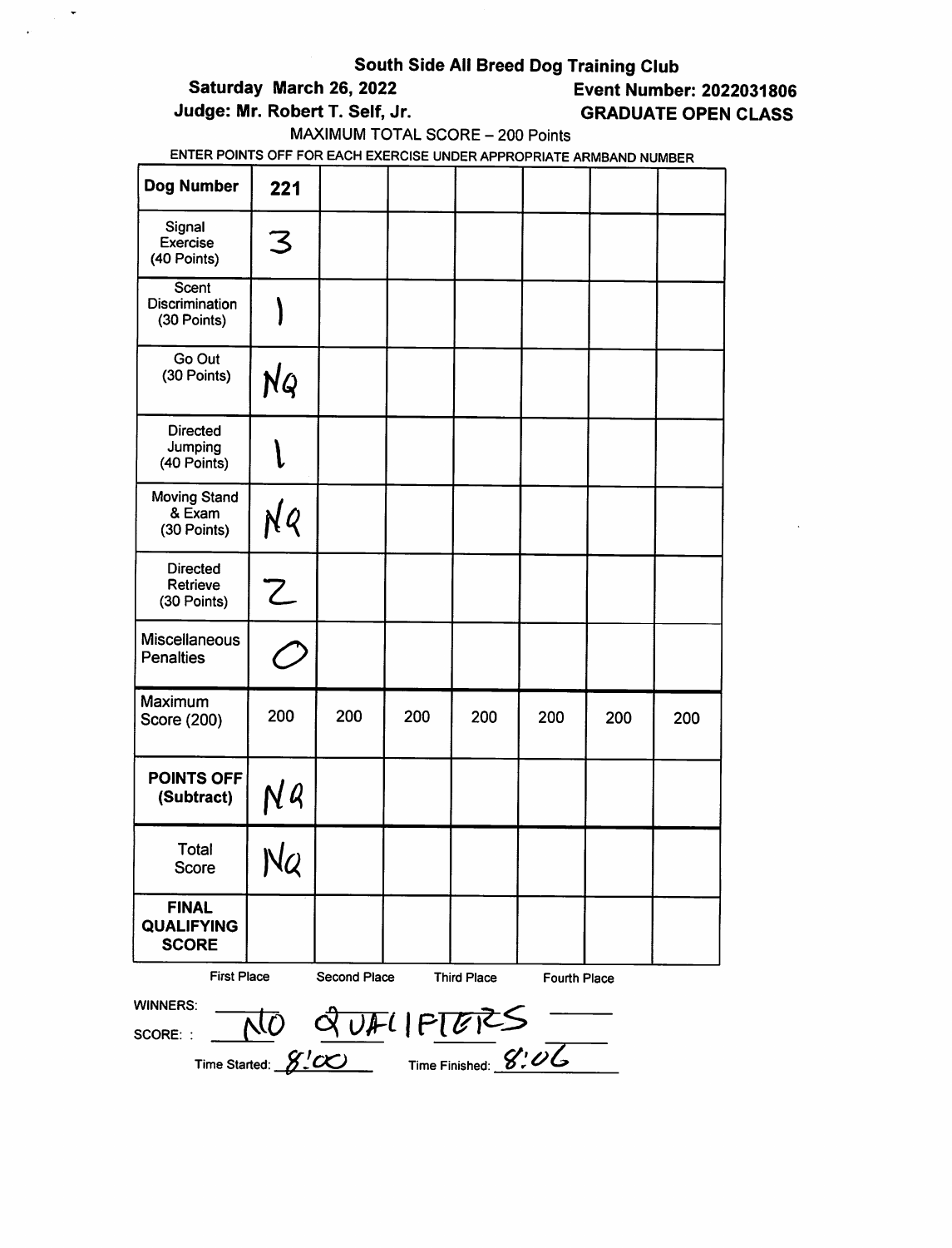## South Side All Breed Dog Training Club

**Saturday March 26, 2022**

**Event Number: 2022031806**

**Judge: Mr. Robert T. Self, Jr.**

**GRADUATE OPEN CLASS**

MAXIMUM TOTAL SCORE – 200 Points

ENTER POINTS OFF FOR EACH EXERCISE UNDER APPROPRIATE ARMBAND NUMBER

| **Dog Number** | **221** | | | | | | |
|---|---|---|---|---|---|---|---|
| Signal Exercise (40 Points) | 3 | | | | | | |
| Scent Discrimination (30 Points) | 1 | | | | | | |
| Go Out (30 Points) | NQ | | | | | | |
| Directed Jumping (40 Points) | 1 | | | | | | |
| Moving Stand & Exam (30 Points) | NQ | | | | | | |
| Directed Retrieve (30 Points) | 2 | | | | | | |
| Miscellaneous Penalties | 0 | | | | | | |
| Maximum Score (200) | 200 | 200 | 200 | 200 | 200 | 200 | 200 |
| **POINTS OFF (Subtract)** | NQ | | | | | | |
| Total Score | NQ | | | | | | |
| **FINAL QUALIFYING SCORE** | | | | | | | |

First Place | Second Place | Third Place | Fourth Place

WINNERS:

SCORE: NO QUALIFIERS

Time Started: 8:00 Time Finished: 8:06